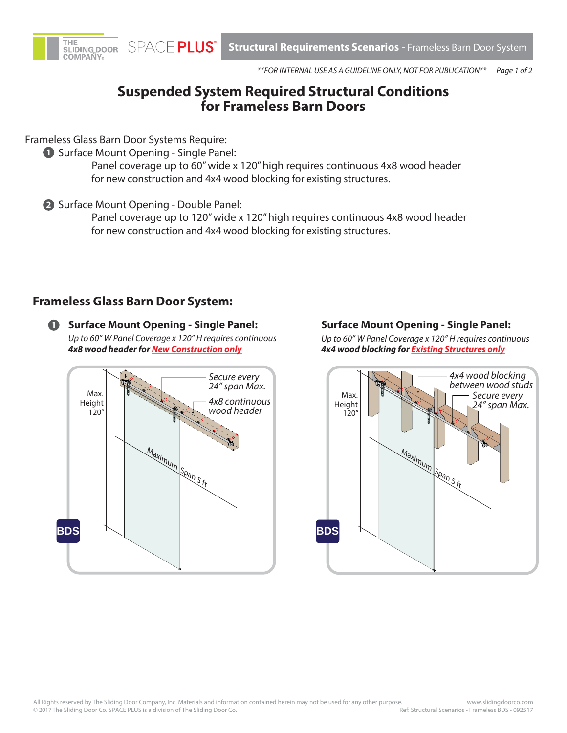**FOR INTERNAL USE AS A GUIDELINE ONLY, NOT FOR PUBLICATION**

# Suspended System Required Structural Conditions for Frameless Barn Doors

Frameless Glass Barn Door Systems Require:

1. Surface Mount Opening - Single Panel:
   Panel coverage up to 60" wide x 120" high requires continuous 4x8 wood header for new construction and 4x4 wood blocking for existing structures.

2. Surface Mount Opening - Double Panel:
   Panel coverage up to 120" wide x 120" high requires continuous 4x8 wood header for new construction and 4x4 wood blocking for existing structures.

## Frameless Glass Barn Door System:

### 1 Surface Mount Opening - Single Panel:

*Up to 60" W Panel Coverage x 120" H requires continuous* ***4x8 wood header for New Construction only***

Max. Height 120"

Secure every 24" span Max.

4x8 continuous wood header

Maximum Span 5 ft

BDS

### Surface Mount Opening - Single Panel:

*Up to 60" W Panel Coverage x 120" H requires continuous* ***4x4 wood blocking for Existing Structures only***

Max. Height 120"

4x4 wood blocking between wood studs

Secure every 24" span Max.

Maximum Span 5 ft

BDS

All Rights reserved by The Sliding Door Company, Inc. Materials and information contained herein may not be used for any other purpose.
© 2017 The Sliding Door Co. SPACE PLUS is a division of The Sliding Door Co.

www.slidingdoorco.com
Ref: Structural Scenarios - Frameless BDS - 092517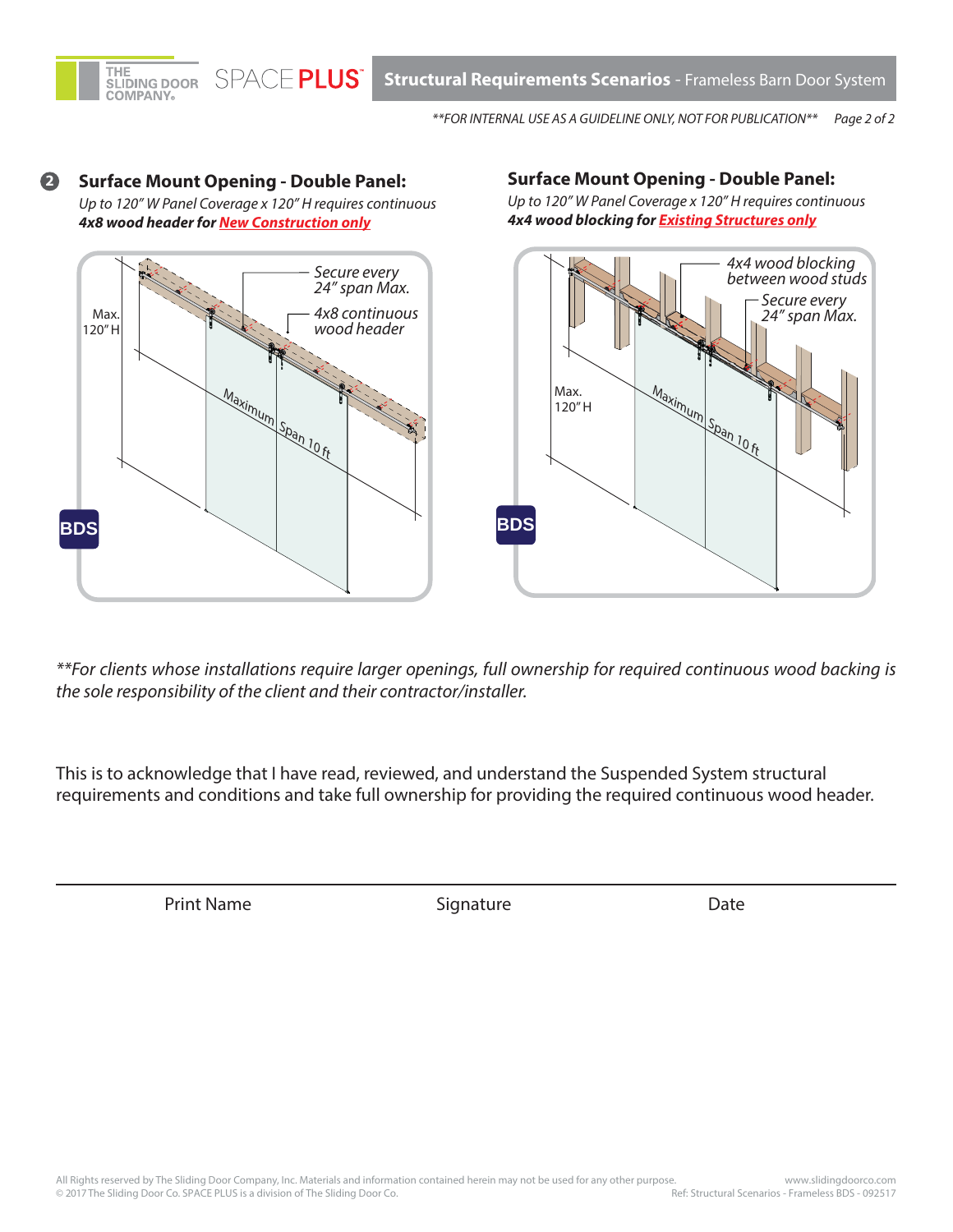**Structural Requirements Scenarios** - Frameless Barn Door System

*\*\*FOR INTERNAL USE AS A GUIDELINE ONLY, NOT FOR PUBLICATION\*\**

## 2 Surface Mount Opening - Double Panel:

*Up to 120" W Panel Coverage x 120" H requires continuous* ***4x8 wood header for New Construction only***

Secure every 24" span Max.

4x8 continuous wood header

Max. 120" H

Maximum Span 10 ft

BDS

## Surface Mount Opening - Double Panel:

*Up to 120" W Panel Coverage x 120" H requires continuous* ***4x4 wood blocking for Existing Structures only***

4x4 wood blocking between wood studs

Secure every 24" span Max.

Max. 120" H

Maximum Span 10 ft

BDS

*\*\*For clients whose installations require larger openings, full ownership for required continuous wood backing is the sole responsibility of the client and their contractor/installer.*

This is to acknowledge that I have read, reviewed, and understand the Suspended System structural requirements and conditions and take full ownership for providing the required continuous wood header.

Print Name Signature Date

All Rights reserved by The Sliding Door Company, Inc. Materials and information contained herein may not be used for any other purpose.
© 2017 The Sliding Door Co. SPACE PLUS is a division of The Sliding Door Co.

www.slidingdoorco.com
Ref: Structural Scenarios - Frameless BDS - 092517